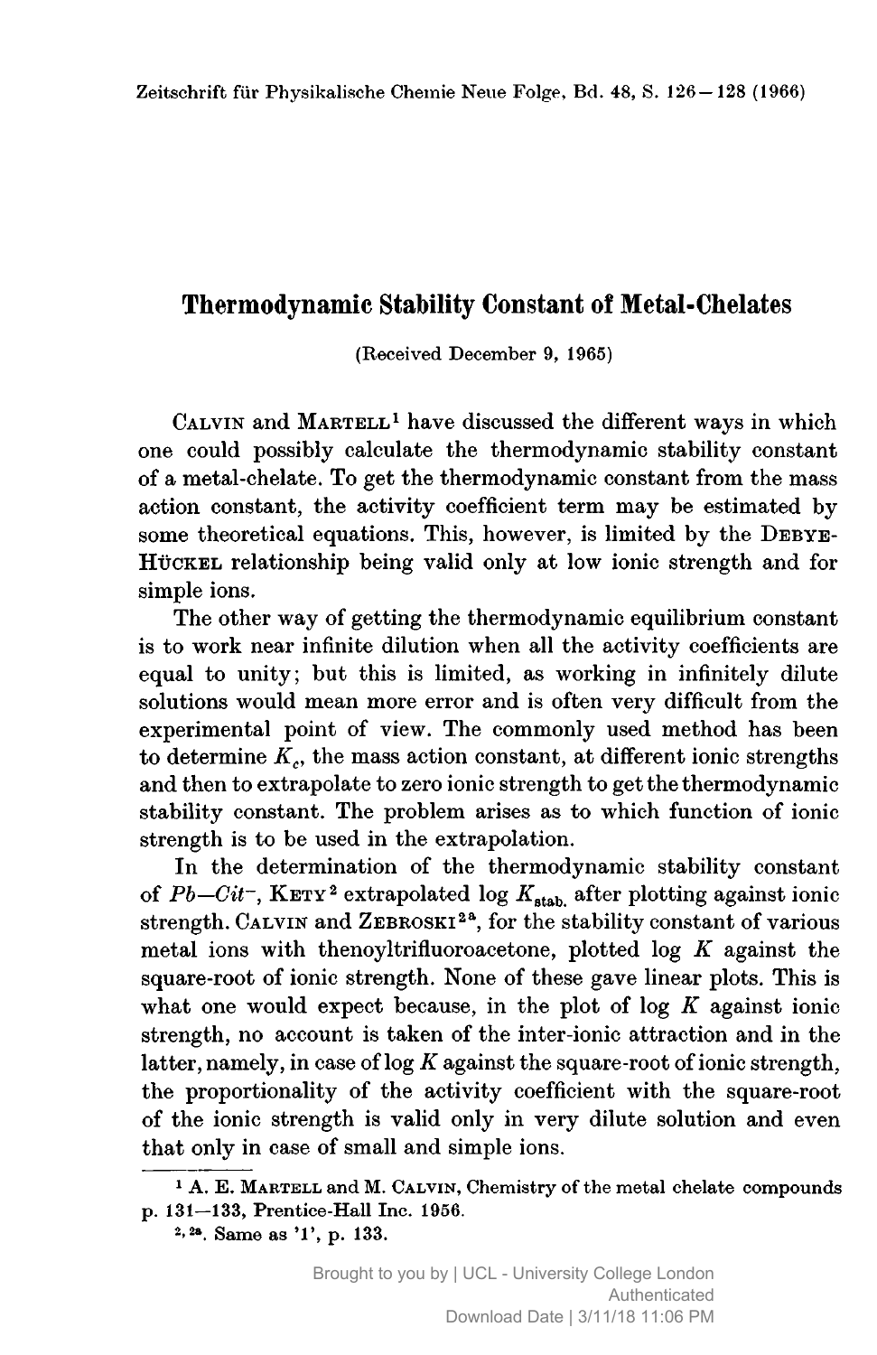# Thermodynamic Stability Constant of Metal-Chelates

(Received December 9, 1965)

CALVIN and MARTELL[1] have discussed the different ways in which one could possibly calculate the thermodynamic stability constant of a metal-chelate. To get the thermodynamic constant from the mass action constant, the activity coefficient term may be estimated by some theoretical equations. This, however, is limited by the DEBYE-HÜCKEL relationship being valid only at low ionic strength and for simple ions.

The other way of getting the thermodynamic equilibrium constant is to work near infinite dilution when all the activity coefficients are equal to unity; but this is limited, as working in infinitely dilute solutions would mean more error and is often very difficult from the experimental point of view. The commonly used method has been to determine $K_c$, the mass action constant, at different ionic strengths and then to extrapolate to zero ionic strength to get the thermodynamic stability constant. The problem arises as to which function of ionic strength is to be used in the extrapolation.

In the determination of the thermodynamic stability constant of $Pb{-}Cit^{-}$, KETY[2] extrapolated $\log K_{\mathrm{stab.}}$ after plotting against ionic strength. CALVIN and ZEBROSKI[2a], for the stability constant of various metal ions with thenoyltrifluoroacetone, plotted $\log K$ against the square-root of ionic strength. None of these gave linear plots. This is what one would expect because, in the plot of $\log K$ against ionic strength, no account is taken of the inter-ionic attraction and in the latter, namely, in case of $\log K$ against the square-root of ionic strength, the proportionality of the activity coefficient with the square-root of the ionic strength is valid only in very dilute solution and even that only in case of small and simple ions.

---

[1] A. E. MARTELL and M. CALVIN, Chemistry of the metal chelate compounds p. 131—133, Prentice-Hall Inc. 1956.

[2, 2a]. Same as '1', p. 133.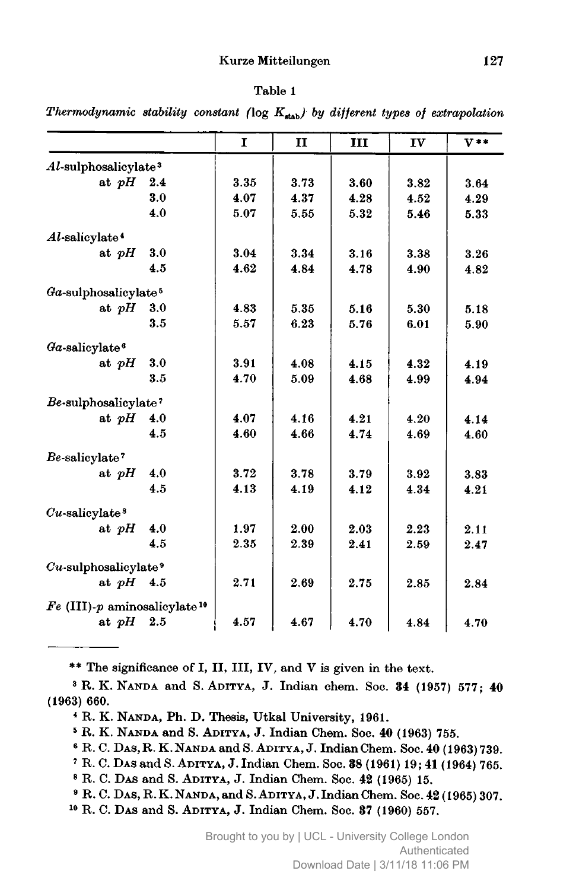Table 1

*Thermodynamic stability constant (log $K_{stab}$) by different types of extrapolation*

| | I | II | III | IV | V** |
|---|---|---|---|---|---|
| *Al*-sulphosalicylate[3] | | | | | |
| at *pH* 2.4 | 3.35 | 3.73 | 3.60 | 3.82 | 3.64 |
| 3.0 | 4.07 | 4.37 | 4.28 | 4.52 | 4.29 |
| 4.0 | 5.07 | 5.55 | 5.32 | 5.46 | 5.33 |
| *Al*-salicylate[4] | | | | | |
| at *pH* 3.0 | 3.04 | 3.34 | 3.16 | 3.38 | 3.26 |
| 4.5 | 4.62 | 4.84 | 4.78 | 4.90 | 4.82 |
| *Ga*-sulphosalicylate[5] | | | | | |
| at *pH* 3.0 | 4.83 | 5.35 | 5.16 | 5.30 | 5.18 |
| 3.5 | 5.57 | 6.23 | 5.76 | 6.01 | 5.90 |
| *Ga*-salicylate[6] | | | | | |
| at *pH* 3.0 | 3.91 | 4.08 | 4.15 | 4.32 | 4.19 |
| 3.5 | 4.70 | 5.09 | 4.68 | 4.99 | 4.94 |
| *Be*-sulphosalicylate[7] | | | | | |
| at *pH* 4.0 | 4.07 | 4.16 | 4.21 | 4.20 | 4.14 |
| 4.5 | 4.60 | 4.66 | 4.74 | 4.69 | 4.60 |
| *Be*-salicylate[7] | | | | | |
| at *pH* 4.0 | 3.72 | 3.78 | 3.79 | 3.92 | 3.83 |
| 4.5 | 4.13 | 4.19 | 4.12 | 4.34 | 4.21 |
| *Cu*-salicylate[8] | | | | | |
| at *pH* 4.0 | 1.97 | 2.00 | 2.03 | 2.23 | 2.11 |
| 4.5 | 2.35 | 2.39 | 2.41 | 2.59 | 2.47 |
| *Cu*-sulphosalicylate[9] | | | | | |
| at *pH* 4.5 | 2.71 | 2.69 | 2.75 | 2.85 | 2.84 |
| *Fe* (III)-*p* aminosalicylate[10] | | | | | |
| at *pH* 2.5 | 4.57 | 4.67 | 4.70 | 4.84 | 4.70 |

** The significance of I, II, III, IV, and V is given in the text.

[3] R. K. NANDA and S. ADITYA, J. Indian chem. Soc. **34** (1957) 577; **40** (1963) 660.

[4] R. K. NANDA, Ph. D. Thesis, Utkal University, 1961.

[5] R. K. NANDA and S. ADITYA, J. Indian Chem. Soc. **40** (1963) 755.

[6] R. C. DAS, R. K. NANDA and S. ADITYA, J. Indian Chem. Soc. **40** (1963) 739.

[7] R. C. DAS and S. ADITYA, J. Indian Chem. Soc. **38** (1961) 19; **41** (1964) 765.

[8] R. C. DAS and S. ADITYA, J. Indian Chem. Soc. **42** (1965) 15.

[9] R. C. DAS, R. K. NANDA, and S. ADITYA, J. Indian Chem. Soc. **42** (1965) 307.

[10] R. C. DAS and S. ADITYA, J. Indian Chem. Soc. **37** (1960) 557.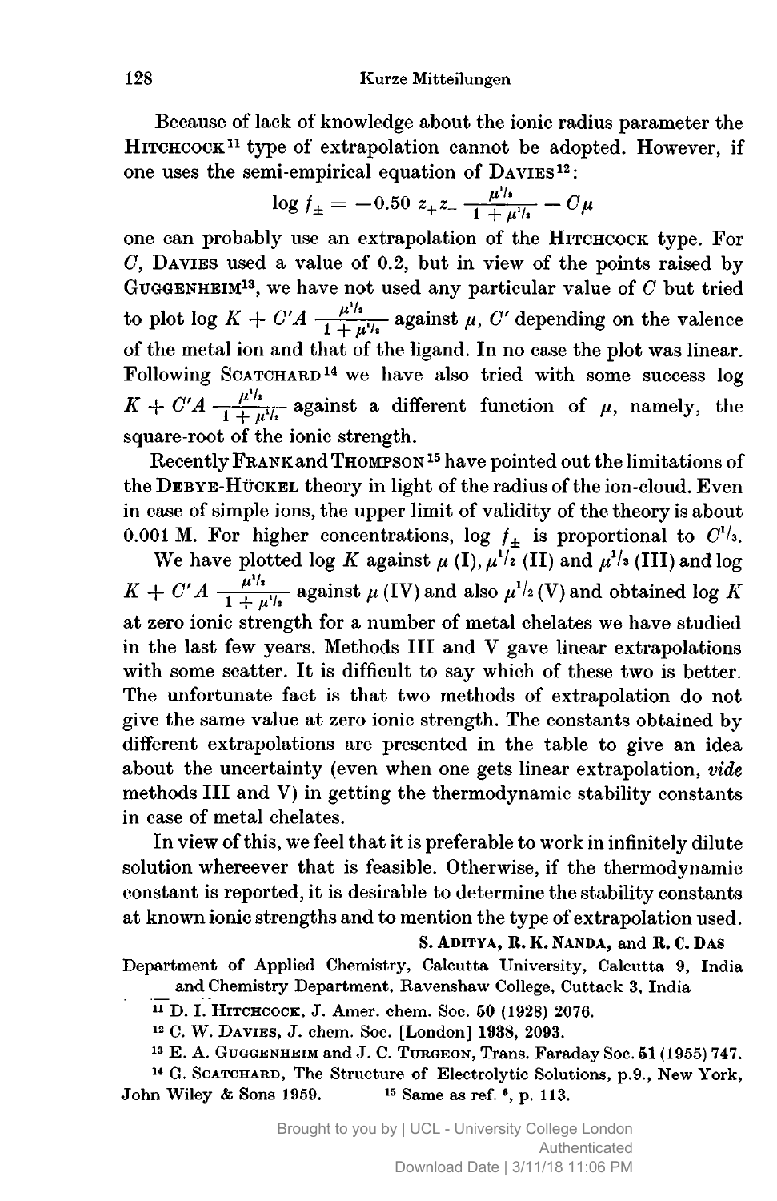Because of lack of knowledge about the ionic radius parameter the HITCHCOCK[11] type of extrapolation cannot be adopted. However, if one uses the semi-empirical equation of DAVIES[12]:

$$\log f_{\pm} = -0.50\, z_+ z_- \frac{\mu^{1/2}}{1 + \mu^{1/2}} - C\mu$$

one can probably use an extrapolation of the HITCHCOCK type. For $C$, DAVIES used a value of 0.2, but in view of the points raised by GUGGENHEIM[13], we have not used any particular value of $C$ but tried to plot $\log K + C'A \frac{\mu^{1/2}}{1 + \mu^{1/2}}$ against $\mu$, $C'$ depending on the valence of the metal ion and that of the ligand. In no case the plot was linear. Following SCATCHARD[14] we have also tried with some success $\log K + C'A \frac{\mu^{1/2}}{1 + \mu^{1/2}}$ against a different function of $\mu$, namely, the square-root of the ionic strength.

Recently FRANK and THOMPSON[15] have pointed out the limitations of the DEBYE-HÜCKEL theory in light of the radius of the ion-cloud. Even in case of simple ions, the upper limit of validity of the theory is about 0.001 M. For higher concentrations, $\log f_{\pm}$ is proportional to $C^{1/3}$.

We have plotted $\log K$ against $\mu$ (I), $\mu^{1/2}$ (II) and $\mu^{1/3}$ (III) and $\log K + C'A \frac{\mu^{1/2}}{1 + \mu^{1/2}}$ against $\mu$ (IV) and also $\mu^{1/2}$ (V) and obtained $\log K$ at zero ionic strength for a number of metal chelates we have studied in the last few years. Methods III and V gave linear extrapolations with some scatter. It is difficult to say which of these two is better. The unfortunate fact is that two methods of extrapolation do not give the same value at zero ionic strength. The constants obtained by different extrapolations are presented in the table to give an idea about the uncertainty (even when one gets linear extrapolation, *vide* methods III and V) in getting the thermodynamic stability constants in case of metal chelates.

In view of this, we feel that it is preferable to work in infinitely dilute solution whereever that is feasible. Otherwise, if the thermodynamic constant is reported, it is desirable to determine the stability constants at known ionic strengths and to mention the type of extrapolation used.

**S. ADITYA, R. K. NANDA, and R. C. DAS**

Department of Applied Chemistry, Calcutta University, Calcutta 9, India and Chemistry Department, Ravenshaw College, Cuttack 3, India

[11] D. I. HITCHCOCK, J. Amer. chem. Soc. **50** (1928) 2076.

[12] C. W. DAVIES, J. chem. Soc. [London] **1938**, 2093.

[13] E. A. GUGGENHEIM and J. C. TURGEON, Trans. Faraday Soc. **51** (1955) 747.

[14] G. SCATCHARD, The Structure of Electrolytic Solutions, p.9., New York, John Wiley & Sons 1959.

[15] Same as ref. [6], p. 113.